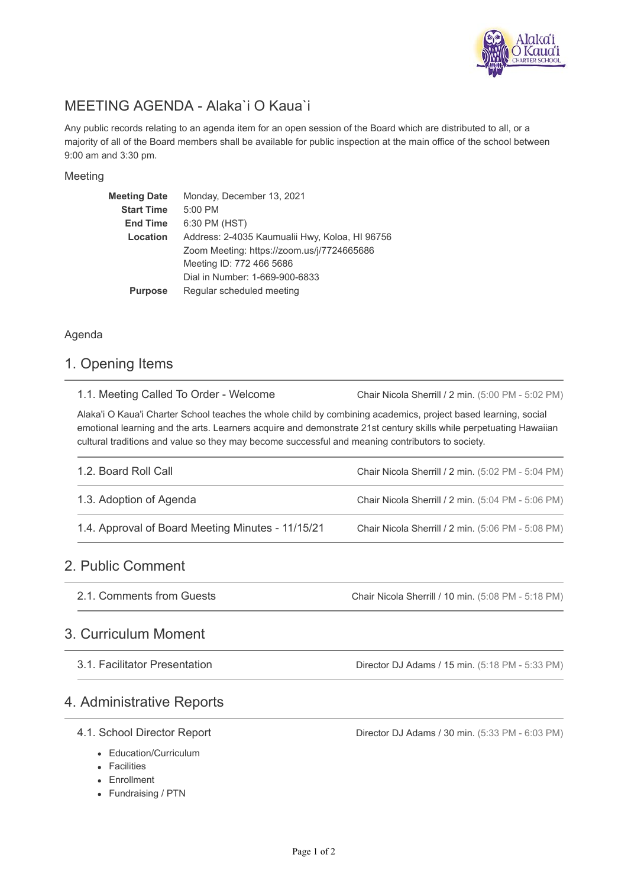# MEETING AGENDA - Alaka`i O Kaua`i

Any public records relating to an agenda item for an open session of the Board which are distributed to all, or a majority of all of the Board members shall be available for public inspection at the main office of the school between 9:00 am and 3:30 pm.

## Meeting

| | |
|---|---|
| **Meeting Date** | Monday, December 13, 2021 |
| **Start Time** | 5:00 PM |
| **End Time** | 6:30 PM (HST) |
| **Location** | Address: 2-4035 Kaumualii Hwy, Koloa, HI 96756<br>Zoom Meeting: https://zoom.us/j/7724665686<br>Meeting ID: 772 466 5686<br>Dial in Number: 1-669-900-6833 |
| **Purpose** | Regular scheduled meeting |

## Agenda

## 1. Opening Items

### 1.1. Meeting Called To Order - Welcome

Chair Nicola Sherrill / 2 min. (5:00 PM - 5:02 PM)

Alaka'i O Kaua'i Charter School teaches the whole child by combining academics, project based learning, social emotional learning and the arts. Learners acquire and demonstrate 21st century skills while perpetuating Hawaiian cultural traditions and value so they may become successful and meaning contributors to society.

### 1.2. Board Roll Call

Chair Nicola Sherrill / 2 min. (5:02 PM - 5:04 PM)

### 1.3. Adoption of Agenda

Chair Nicola Sherrill / 2 min. (5:04 PM - 5:06 PM)

### 1.4. Approval of Board Meeting Minutes - 11/15/21

Chair Nicola Sherrill / 2 min. (5:06 PM - 5:08 PM)

## 2. Public Comment

### 2.1. Comments from Guests

Chair Nicola Sherrill / 10 min. (5:08 PM - 5:18 PM)

## 3. Curriculum Moment

### 3.1. Facilitator Presentation

Director DJ Adams / 15 min. (5:18 PM - 5:33 PM)

## 4. Administrative Reports

### 4.1. School Director Report

Director DJ Adams / 30 min. (5:33 PM - 6:03 PM)

- Education/Curriculum
- Facilities
- Enrollment
- Fundraising / PTN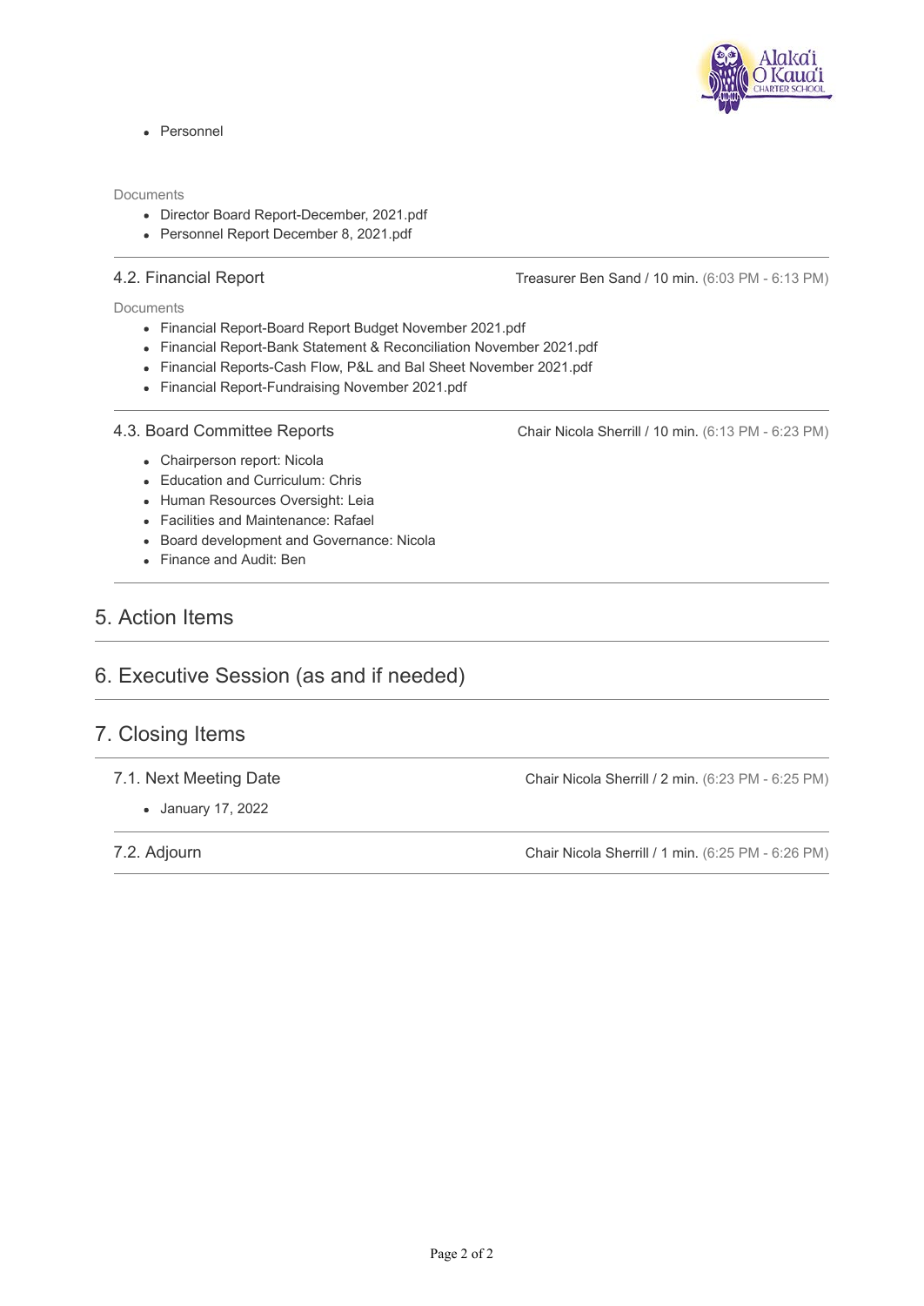- Personnel

Documents

- Director Board Report-December, 2021.pdf
- Personnel Report December 8, 2021.pdf

### 4.2. Financial Report

Treasurer Ben Sand / 10 min. (6:03 PM - 6:13 PM)

Documents

- Financial Report-Board Report Budget November 2021.pdf
- Financial Report-Bank Statement & Reconciliation November 2021.pdf
- Financial Reports-Cash Flow, P&L and Bal Sheet November 2021.pdf
- Financial Report-Fundraising November 2021.pdf

### 4.3. Board Committee Reports

Chair Nicola Sherrill / 10 min. (6:13 PM - 6:23 PM)

- Chairperson report: Nicola
- Education and Curriculum: Chris
- Human Resources Oversight: Leia
- Facilities and Maintenance: Rafael
- Board development and Governance: Nicola
- Finance and Audit: Ben

## 5. Action Items

## 6. Executive Session (as and if needed)

## 7. Closing Items

### 7.1. Next Meeting Date

Chair Nicola Sherrill / 2 min. (6:23 PM - 6:25 PM)

- January 17, 2022

### 7.2. Adjourn

Chair Nicola Sherrill / 1 min. (6:25 PM - 6:26 PM)